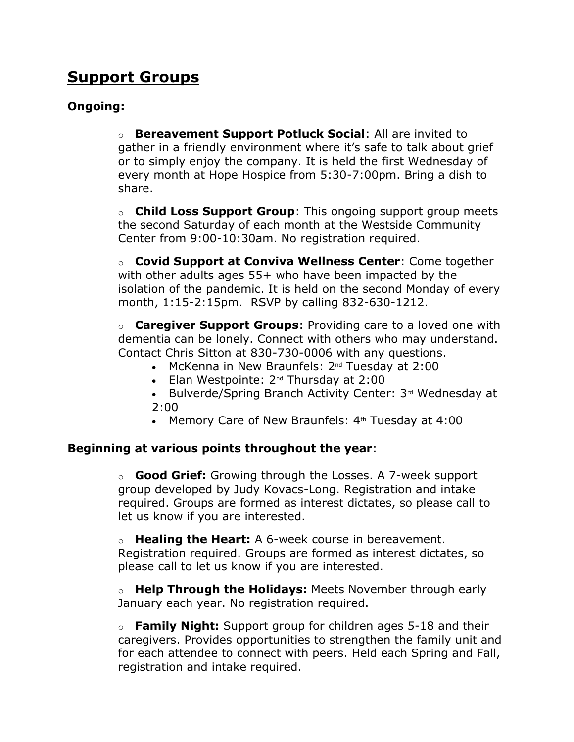# Support Groups

**Ongoing:**

- **Bereavement Support Potluck Social**: All are invited to gather in a friendly environment where it's safe to talk about grief or to simply enjoy the company. It is held the first Wednesday of every month at Hope Hospice from 5:30-7:00pm. Bring a dish to share.

- **Child Loss Support Group**: This ongoing support group meets the second Saturday of each month at the Westside Community Center from 9:00-10:30am. No registration required.

- **Covid Support at Conviva Wellness Center**: Come together with other adults ages 55+ who have been impacted by the isolation of the pandemic. It is held on the second Monday of every month, 1:15-2:15pm. RSVP by calling 832-630-1212.

- **Caregiver Support Groups**: Providing care to a loved one with dementia can be lonely. Connect with others who may understand. Contact Chris Sitton at 830-730-0006 with any questions.
  - McKenna in New Braunfels: 2nd Tuesday at 2:00
  - Elan Westpointe: 2nd Thursday at 2:00
  - Bulverde/Spring Branch Activity Center: 3rd Wednesday at 2:00
  - Memory Care of New Braunfels: 4th Tuesday at 4:00

**Beginning at various points throughout the year**:

- **Good Grief:** Growing through the Losses. A 7-week support group developed by Judy Kovacs-Long. Registration and intake required. Groups are formed as interest dictates, so please call to let us know if you are interested.

- **Healing the Heart:** A 6-week course in bereavement. Registration required. Groups are formed as interest dictates, so please call to let us know if you are interested.

- **Help Through the Holidays:** Meets November through early January each year. No registration required.

- **Family Night:** Support group for children ages 5-18 and their caregivers. Provides opportunities to strengthen the family unit and for each attendee to connect with peers. Held each Spring and Fall, registration and intake required.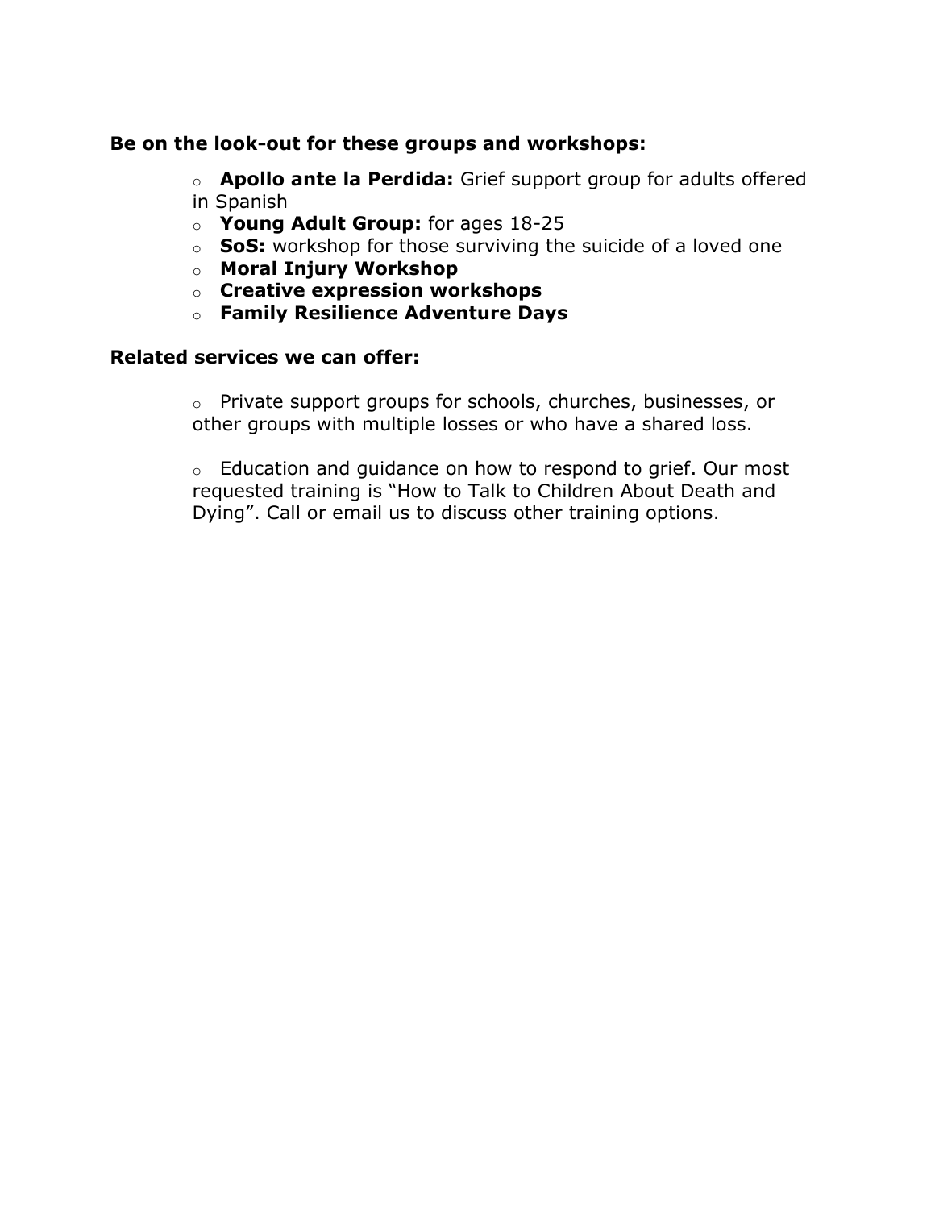**Be on the look-out for these groups and workshops:**

- **Apollo ante la Perdida:** Grief support group for adults offered in Spanish
- **Young Adult Group:** for ages 18-25
- **SoS:** workshop for those surviving the suicide of a loved one
- **Moral Injury Workshop**
- **Creative expression workshops**
- **Family Resilience Adventure Days**

**Related services we can offer:**

- Private support groups for schools, churches, businesses, or other groups with multiple losses or who have a shared loss.

- Education and guidance on how to respond to grief. Our most requested training is "How to Talk to Children About Death and Dying". Call or email us to discuss other training options.